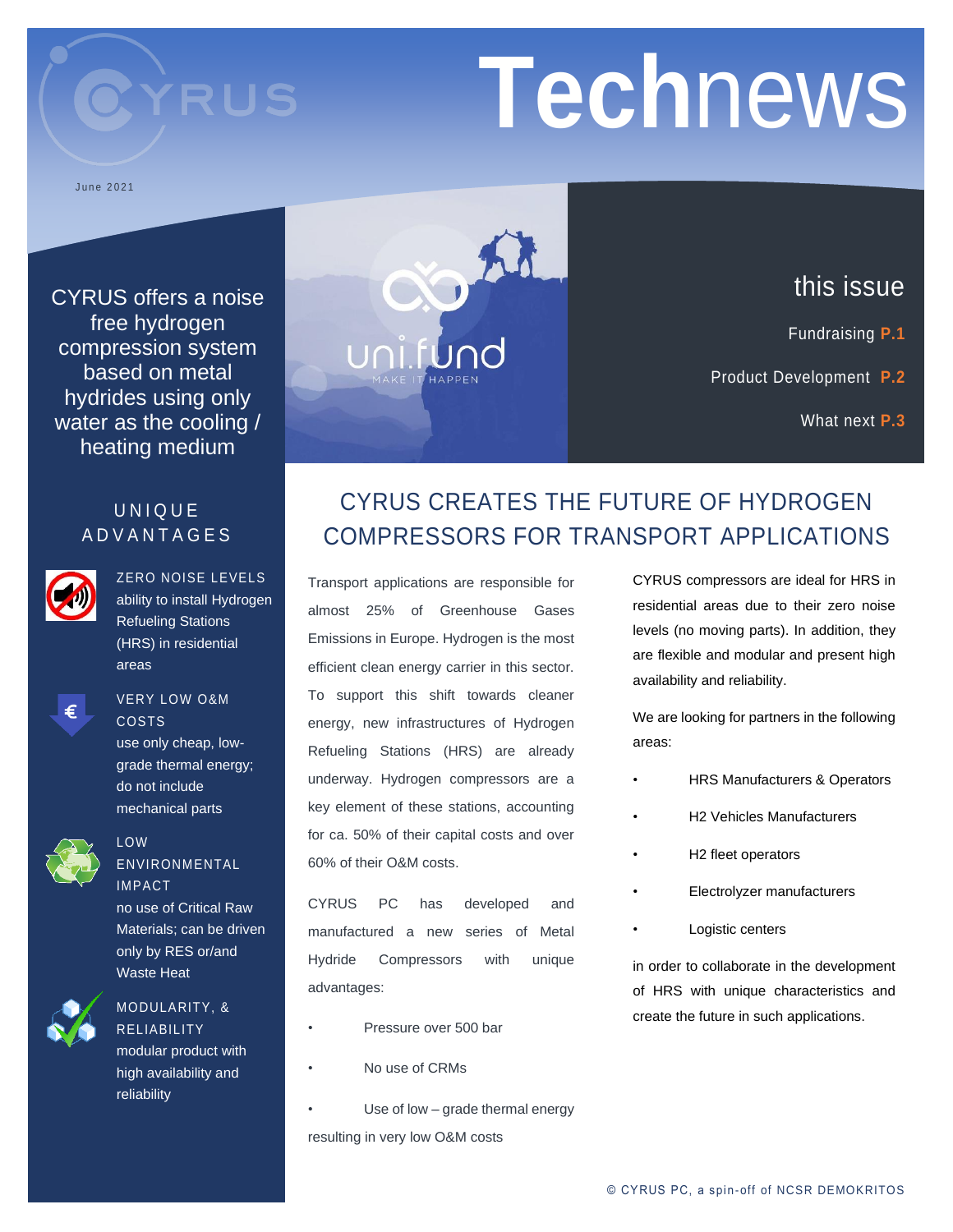# CYRUS Technews

June 2021

CYRUS offers a noise free hydrogen compression system based on metal hydrides using only water as the cooling / heating medium

uni.fund
MAKE IT HAPPEN

## this issue

Fundraising **P.1**

Product Development **P.2**

What next **P.3**

## UNIQUE ADVANTAGES

**ZERO NOISE LEVELS**
ability to install Hydrogen Refueling Stations (HRS) in residential areas

**VERY LOW O&M COSTS**
use only cheap, low-grade thermal energy; do not include mechanical parts

**LOW ENVIRONMENTAL IMPACT**
no use of Critical Raw Materials; can be driven only by RES or/and Waste Heat

**MODULARITY, & RELIABILITY**
modular product with high availability and reliability

# CYRUS CREATES THE FUTURE OF HYDROGEN COMPRESSORS FOR TRANSPORT APPLICATIONS

Transport applications are responsible for almost 25% of Greenhouse Gases Emissions in Europe. Hydrogen is the most efficient clean energy carrier in this sector. To support this shift towards cleaner energy, new infrastructures of Hydrogen Refueling Stations (HRS) are already underway. Hydrogen compressors are a key element of these stations, accounting for ca. 50% of their capital costs and over 60% of their O&M costs.

CYRUS PC has developed and manufactured a new series of Metal Hydride Compressors with unique advantages:

- Pressure over 500 bar
- No use of CRMs
- Use of low – grade thermal energy resulting in very low O&M costs

CYRUS compressors are ideal for HRS in residential areas due to their zero noise levels (no moving parts). In addition, they are flexible and modular and present high availability and reliability.

We are looking for partners in the following areas:

- HRS Manufacturers & Operators
- H2 Vehicles Manufacturers
- H2 fleet operators
- Electrolyzer manufacturers
- Logistic centers

in order to collaborate in the development of HRS with unique characteristics and create the future in such applications.

© CYRUS PC, a spin-off of NCSR DEMOKRITOS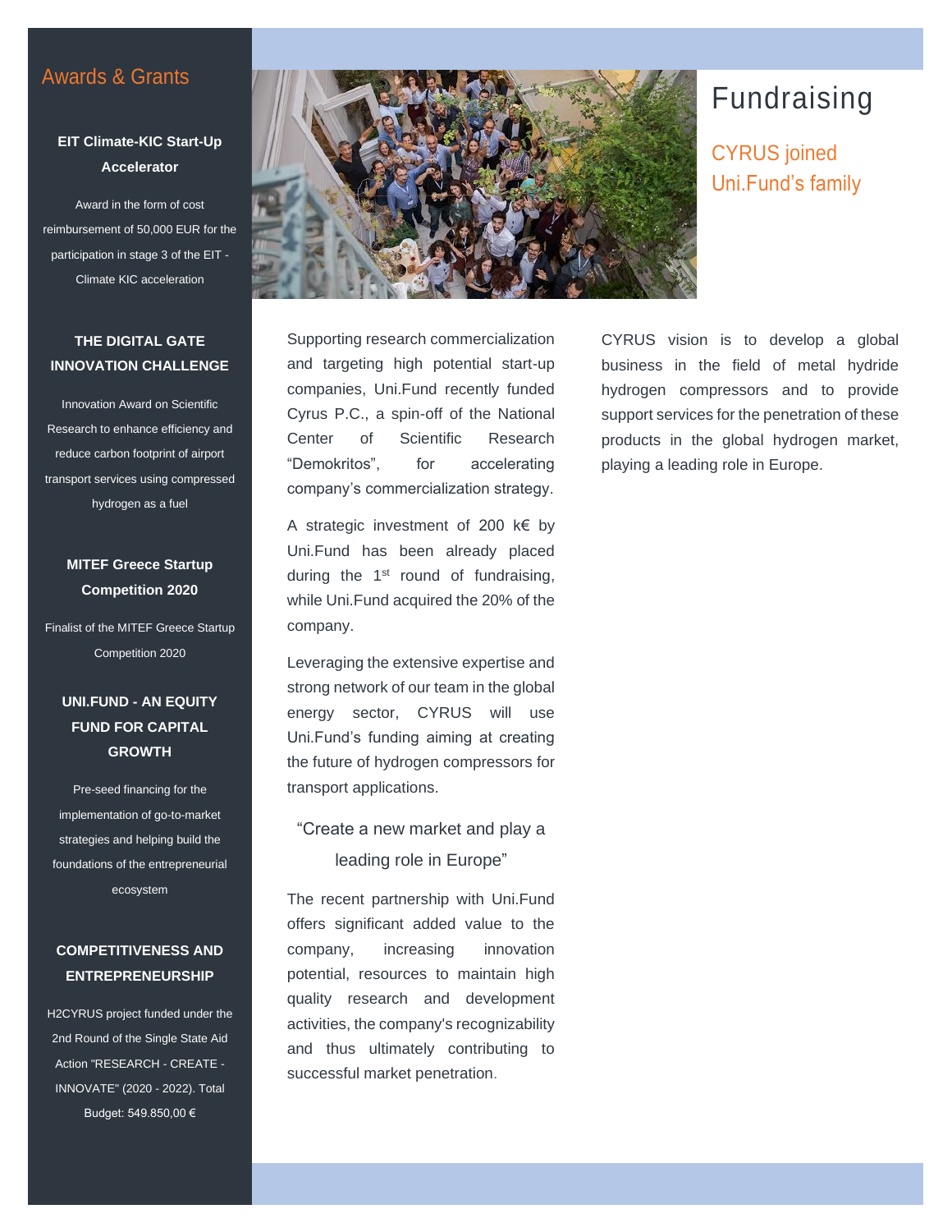## Awards & Grants

**EIT Climate-KIC Start-Up Accelerator**

Award in the form of cost reimbursement of 50,000 EUR for the participation in stage 3 of the EIT - Climate KIC acceleration

**THE DIGITAL GATE INNOVATION CHALLENGE**

Innovation Award on Scientific Research to enhance efficiency and reduce carbon footprint of airport transport services using compressed hydrogen as a fuel

**MITEF Greece Startup Competition 2020**

Finalist of the MITEF Greece Startup Competition 2020

**UNI.FUND - AN EQUITY FUND FOR CAPITAL GROWTH**

Pre-seed financing for the implementation of go-to-market strategies and helping build the foundations of the entrepreneurial ecosystem

**COMPETITIVENESS AND ENTREPRENEURSHIP**

H2CYRUS project funded under the 2nd Round of the Single State Aid Action "RESEARCH - CREATE - INNOVATE" (2020 - 2022). Total Budget: 549.850,00 €

# Fundraising

## CYRUS joined Uni.Fund's family

Supporting research commercialization and targeting high potential start-up companies, Uni.Fund recently funded Cyrus P.C., a spin-off of the National Center of Scientific Research "Demokritos", for accelerating company's commercialization strategy.

A strategic investment of 200 k€ by Uni.Fund has been already placed during the 1st round of fundraising, while Uni.Fund acquired the 20% of the company.

Leveraging the extensive expertise and strong network of our team in the global energy sector, CYRUS will use Uni.Fund's funding aiming at creating the future of hydrogen compressors for transport applications.

"Create a new market and play a leading role in Europe"

The recent partnership with Uni.Fund offers significant added value to the company, increasing innovation potential, resources to maintain high quality research and development activities, the company's recognizability and thus ultimately contributing to successful market penetration.

CYRUS vision is to develop a global business in the field of metal hydride hydrogen compressors and to provide support services for the penetration of these products in the global hydrogen market, playing a leading role in Europe.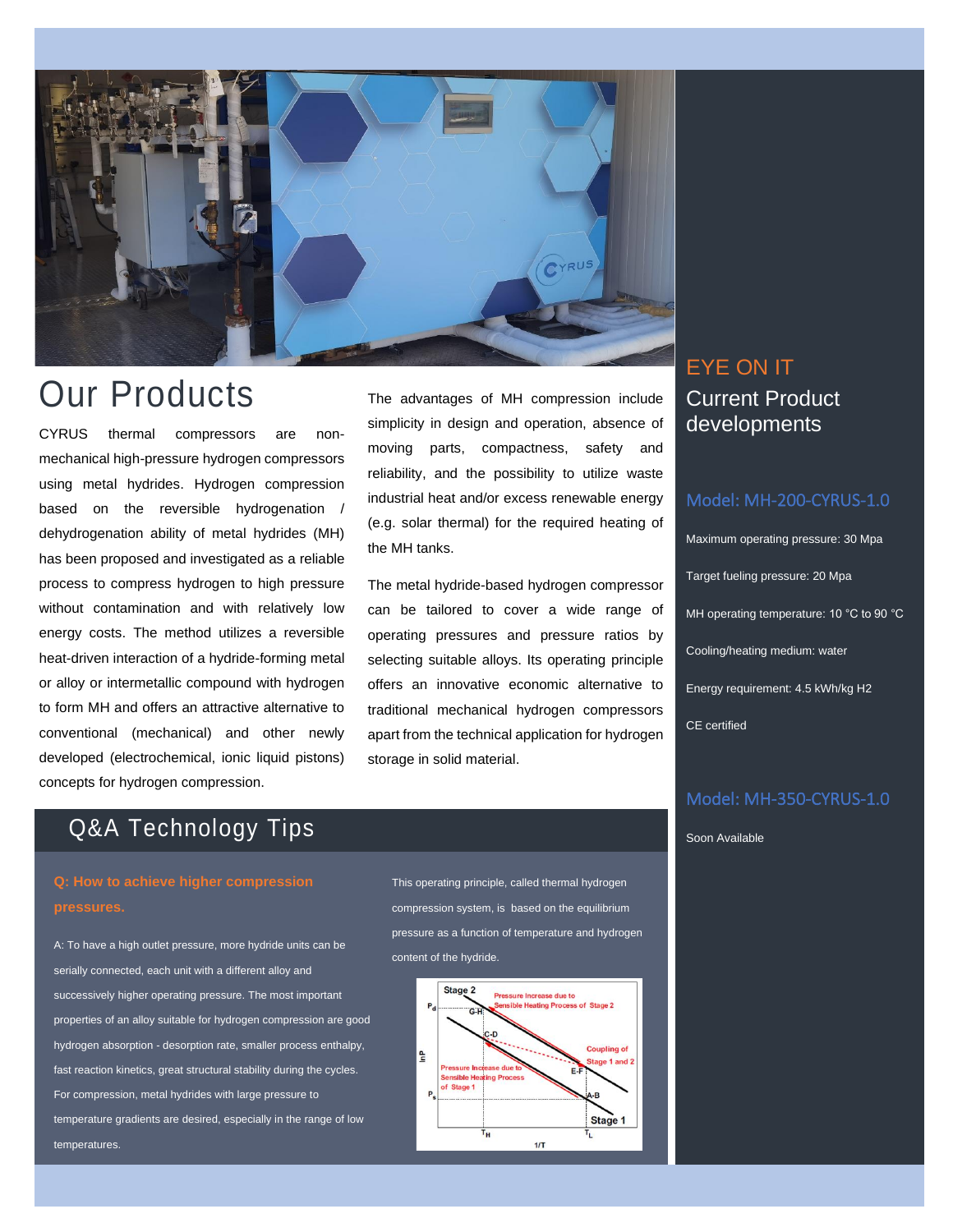# Our Products

CYRUS thermal compressors are non-mechanical high-pressure hydrogen compressors using metal hydrides. Hydrogen compression based on the reversible hydrogenation / dehydrogenation ability of metal hydrides (MH) has been proposed and investigated as a reliable process to compress hydrogen to high pressure without contamination and with relatively low energy costs. The method utilizes a reversible heat-driven interaction of a hydride-forming metal or alloy or intermetallic compound with hydrogen to form MH and offers an attractive alternative to conventional (mechanical) and other newly developed (electrochemical, ionic liquid pistons) concepts for hydrogen compression.

The advantages of MH compression include simplicity in design and operation, absence of moving parts, compactness, safety and reliability, and the possibility to utilize waste industrial heat and/or excess renewable energy (e.g. solar thermal) for the required heating of the MH tanks.

The metal hydride-based hydrogen compressor can be tailored to cover a wide range of operating pressures and pressure ratios by selecting suitable alloys. Its operating principle offers an innovative economic alternative to traditional mechanical hydrogen compressors apart from the technical application for hydrogen storage in solid material.

## Q&A Technology Tips

**Q: How to achieve higher compression pressures.**

A: To have a high outlet pressure, more hydride units can be serially connected, each unit with a different alloy and successively higher operating pressure. The most important properties of an alloy suitable for hydrogen compression are good hydrogen absorption - desorption rate, smaller process enthalpy, fast reaction kinetics, great structural stability during the cycles. For compression, metal hydrides with large pressure to temperature gradients are desired, especially in the range of low temperatures.

This operating principle, called thermal hydrogen compression system, is based on the equilibrium pressure as a function of temperature and hydrogen content of the hydride.

Stage 2
Pressure Increase due to Sensible Heating Process of Stage 2
$P_d$
G-H
C-D
Coupling of Stage 1 and 2
lnP
E-F
Pressure Increase due to Sensible Heating Process of Stage 1
$P_s$
A-B
Stage 1
$T_H$
$T_L$
1/T

## EYE ON IT

### Current Product developments

### Model: MH-200-CYRUS-1.0

Maximum operating pressure: 30 Mpa

Target fueling pressure: 20 Mpa

MH operating temperature: 10 °C to 90 °C

Cooling/heating medium: water

Energy requirement: 4.5 kWh/kg H2

CE certified

### Model: MH-350-CYRUS-1.0

Soon Available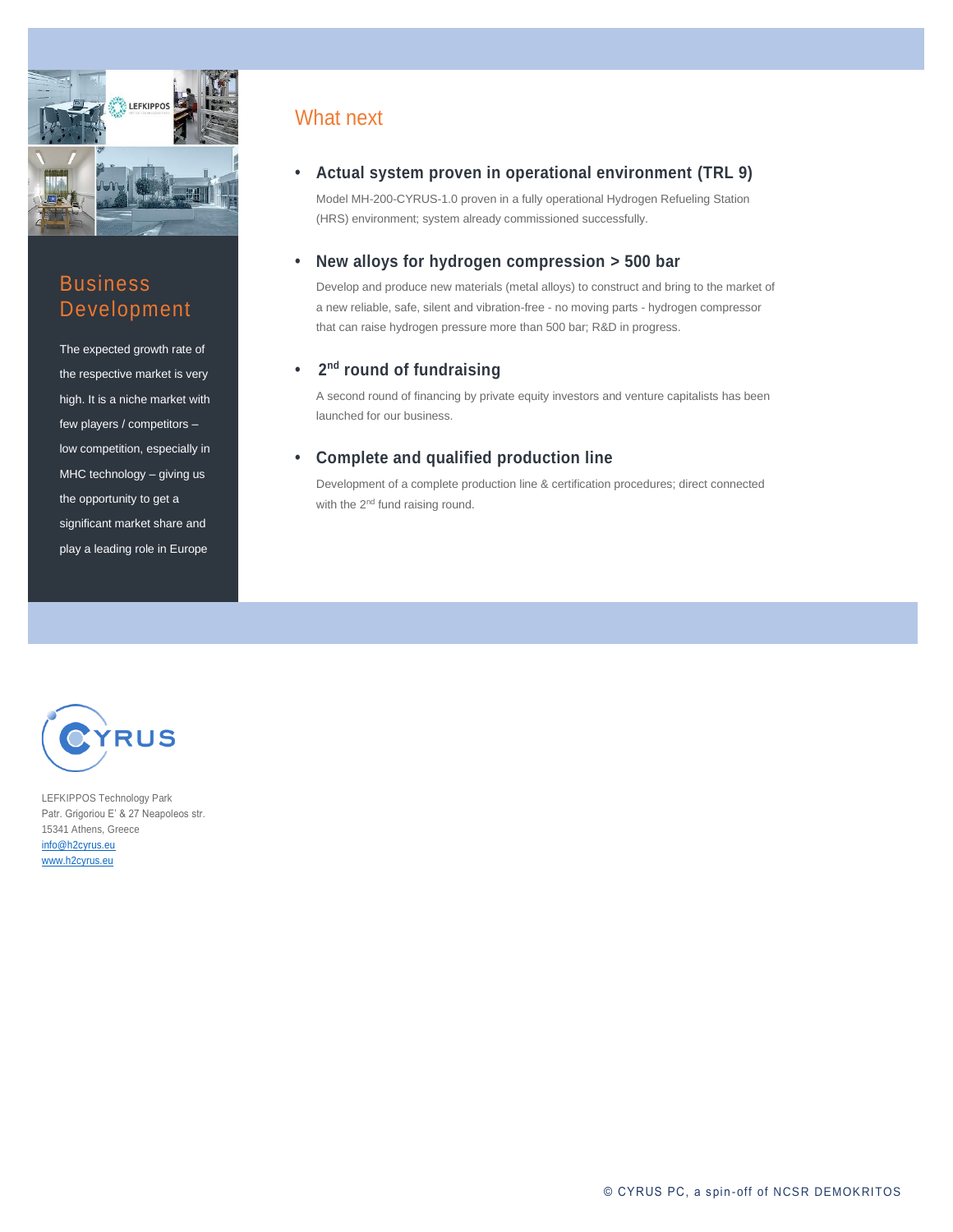## Business Development

The expected growth rate of the respective market is very high. It is a niche market with few players / competitors – low competition, especially in MHC technology – giving us the opportunity to get a significant market share and play a leading role in Europe

## What next

- **Actual system proven in operational environment (TRL 9)**

  Model MH-200-CYRUS-1.0 proven in a fully operational Hydrogen Refueling Station (HRS) environment; system already commissioned successfully.

- **New alloys for hydrogen compression > 500 bar**

  Develop and produce new materials (metal alloys) to construct and bring to the market of a new reliable, safe, silent and vibration-free - no moving parts - hydrogen compressor that can raise hydrogen pressure more than 500 bar; R&D in progress.

- **2nd round of fundraising**

  A second round of financing by private equity investors and venture capitalists has been launched for our business.

- **Complete and qualified production line**

  Development of a complete production line & certification procedures; direct connected with the 2nd fund raising round.

CYRUS

LEFKIPPOS Technology Park
Patr. Grigoriou E' & 27 Neapoleos str.
15341 Athens, Greece
info@h2cyrus.eu
www.h2cyrus.eu

© CYRUS PC, a spin-off of NCSR DEMOKRITOS